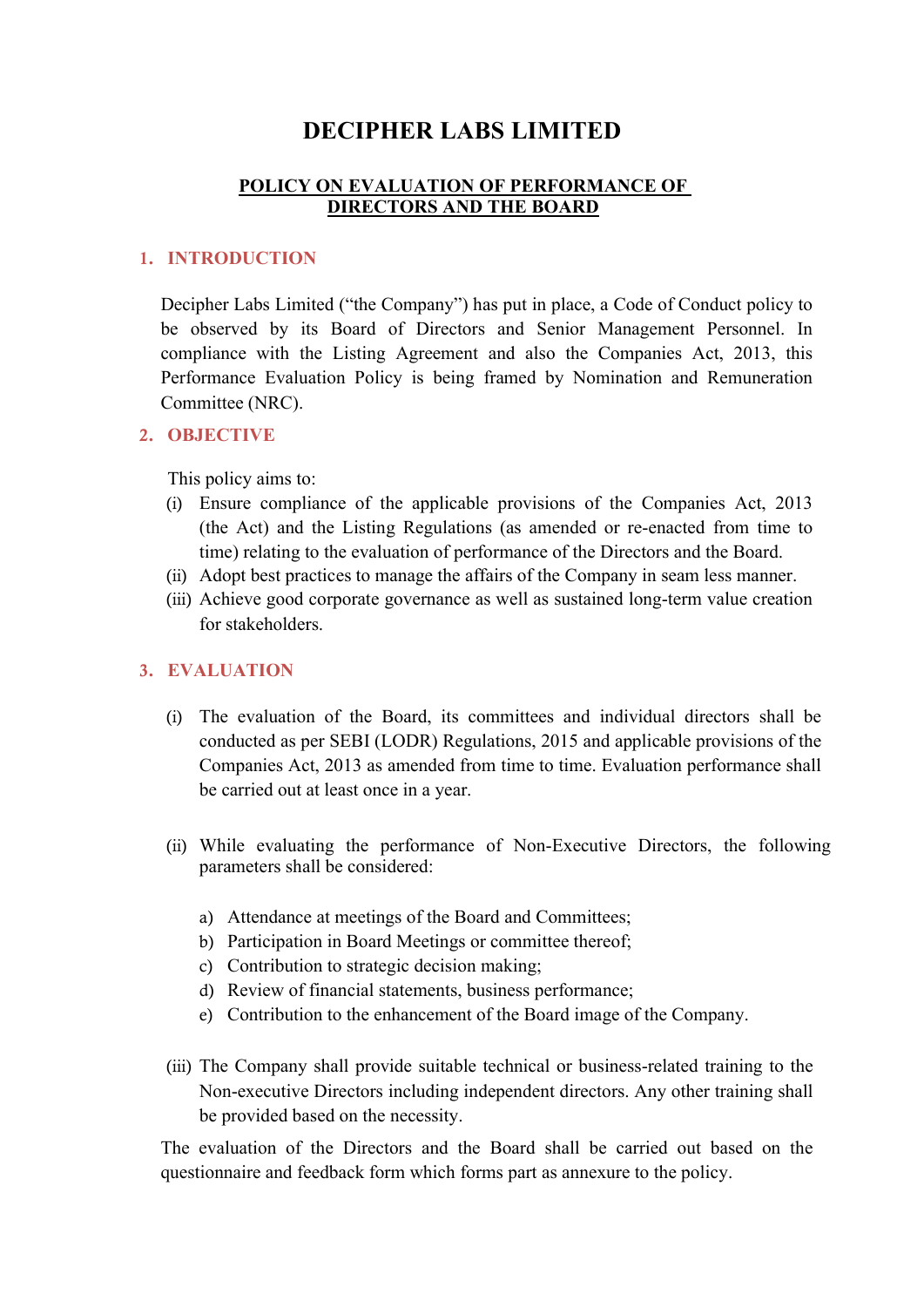# DECIPHER LABS LIMITED

## POLICY ON EVALUATION OF PERFORMANCE OF DIRECTORS AND THE BOARD

### 1. INTRODUCTION

Decipher Labs Limited ("the Company") has put in place, a Code of Conduct policy to be observed by its Board of Directors and Senior Management Personnel. In compliance with the Listing Agreement and also the Companies Act, 2013, this Performance Evaluation Policy is being framed by Nomination and Remuneration Committee (NRC).

### 2. OBJECTIVE

This policy aims to:

(i) Ensure compliance of the applicable provisions of the Companies Act, 2013 (the Act) and the Listing Regulations (as amended or re-enacted from time to time) relating to the evaluation of performance of the Directors and the Board.

(ii) Adopt best practices to manage the affairs of the Company in seam less manner.

(iii) Achieve good corporate governance as well as sustained long-term value creation for stakeholders.

### 3. EVALUATION

(i) The evaluation of the Board, its committees and individual directors shall be conducted as per SEBI (LODR) Regulations, 2015 and applicable provisions of the Companies Act, 2013 as amended from time to time. Evaluation performance shall be carried out at least once in a year.

(ii) While evaluating the performance of Non-Executive Directors, the following parameters shall be considered:

a) Attendance at meetings of the Board and Committees;
b) Participation in Board Meetings or committee thereof;
c) Contribution to strategic decision making;
d) Review of financial statements, business performance;
e) Contribution to the enhancement of the Board image of the Company.

(iii) The Company shall provide suitable technical or business-related training to the Non-executive Directors including independent directors. Any other training shall be provided based on the necessity.

The evaluation of the Directors and the Board shall be carried out based on the questionnaire and feedback form which forms part as annexure to the policy.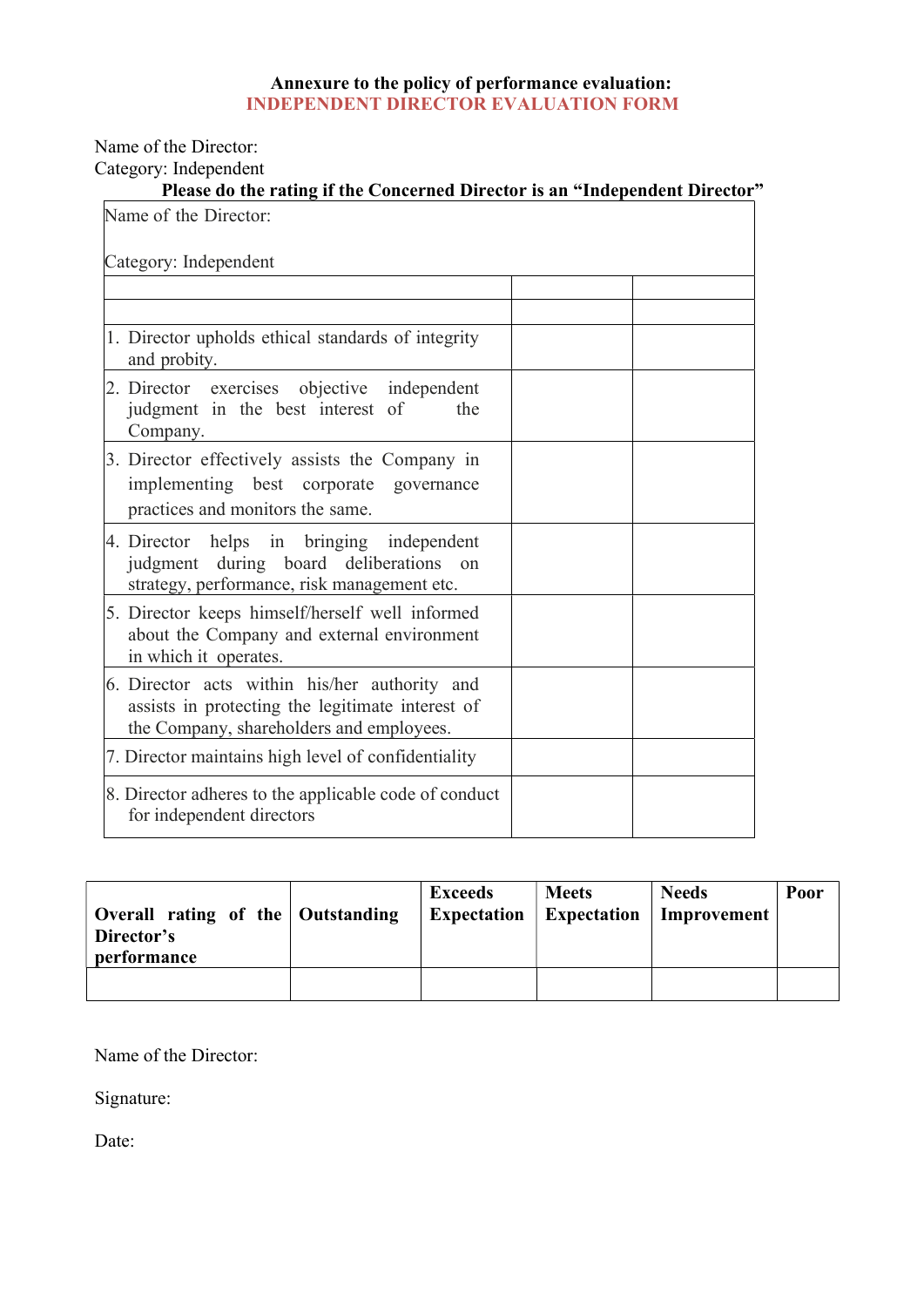**Annexure to the policy of performance evaluation:**
**INDEPENDENT DIRECTOR EVALUATION FORM**

Name of the Director:
Category: Independent

**Please do the rating if the Concerned Director is an "Independent Director"**

| Name of the Director:<br><br>Category: Independent | | |
|---|---|---|
| | | |
| | | |
| 1. Director upholds ethical standards of integrity and probity. | | |
| 2. Director exercises objective independent judgment in the best interest of the Company. | | |
| 3. Director effectively assists the Company in implementing best corporate governance practices and monitors the same. | | |
| 4. Director helps in bringing independent judgment during board deliberations on strategy, performance, risk management etc. | | |
| 5. Director keeps himself/herself well informed about the Company and external environment in which it operates. | | |
| 6. Director acts within his/her authority and assists in protecting the legitimate interest of the Company, shareholders and employees. | | |
| 7. Director maintains high level of confidentiality | | |
| 8. Director adheres to the applicable code of conduct for independent directors | | |

| **Overall rating of the Director's performance** | **Outstanding** | **Exceeds Expectation** | **Meets Expectation** | **Needs Improvement** | **Poor** |
|---|---|---|---|---|---|
| | | | | | |

Name of the Director:

Signature:

Date: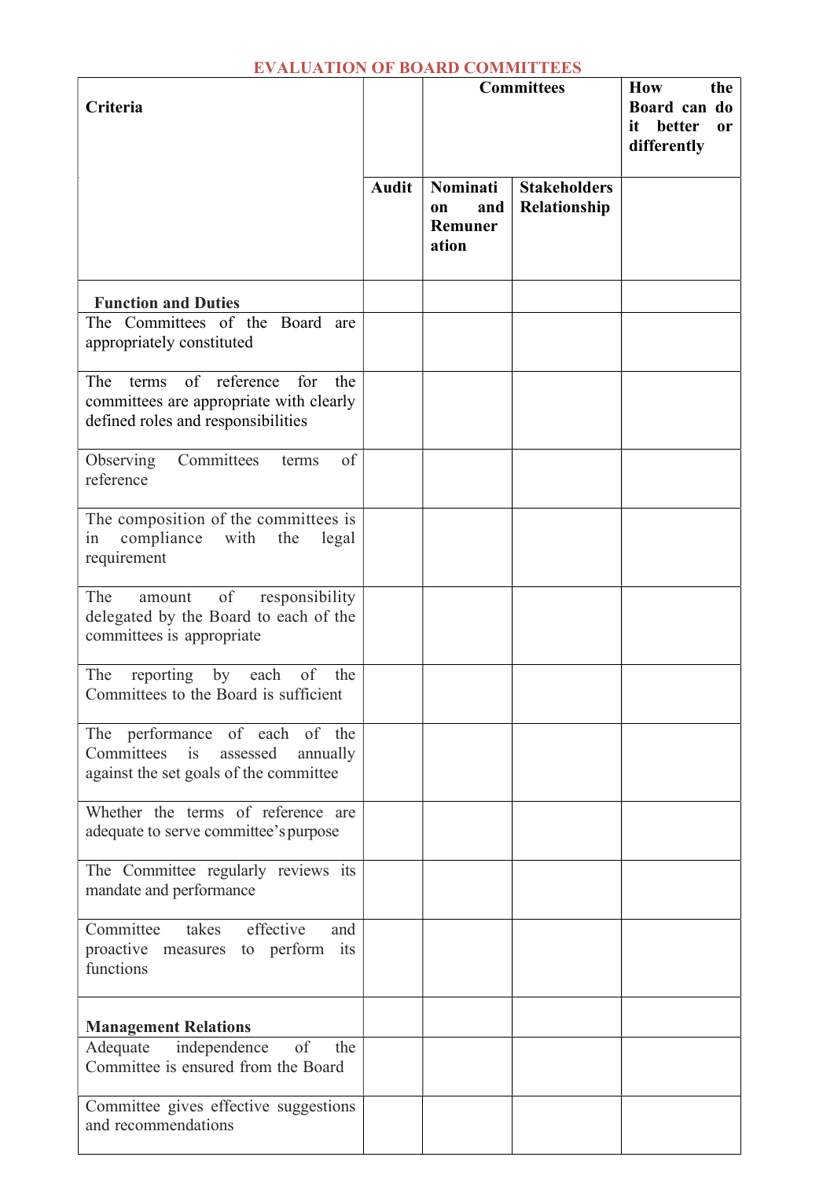## EVALUATION OF BOARD COMMITTEES

| Criteria | Committees | | | How the Board can do it better or differently |
|---|---|---|---|---|
| | **Audit** | **Nomination and Remuneration** | **Stakeholders Relationship** | |
| **Function and Duties** | | | | |
| The Committees of the Board are appropriately constituted | | | | |
| The terms of reference for the committees are appropriate with clearly defined roles and responsibilities | | | | |
| Observing Committees terms of reference | | | | |
| The composition of the committees is in compliance with the legal requirement | | | | |
| The amount of responsibility delegated by the Board to each of the committees is appropriate | | | | |
| The reporting by each of the Committees to the Board is sufficient | | | | |
| The performance of each of the Committees is assessed annually against the set goals of the committee | | | | |
| Whether the terms of reference are adequate to serve committee's purpose | | | | |
| The Committee regularly reviews its mandate and performance | | | | |
| Committee takes effective and proactive measures to perform its functions | | | | |
| **Management Relations** | | | | |
| Adequate independence of the Committee is ensured from the Board | | | | |
| Committee gives effective suggestions and recommendations | | | | |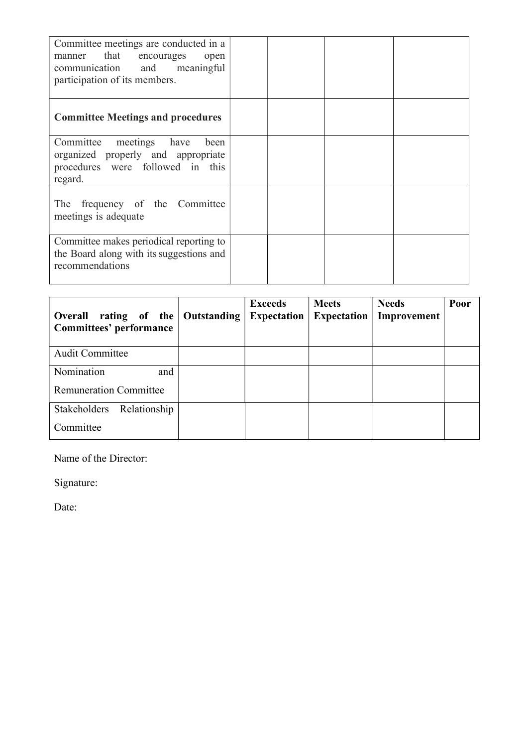| | | | | |
|---|---|---|---|---|
| Committee meetings are conducted in a manner that encourages open communication and meaningful participation of its members. | | | | |
| **Committee Meetings and procedures** | | | | |
| Committee meetings have been organized properly and appropriate procedures were followed in this regard. | | | | |
| The frequency of the Committee meetings is adequate | | | | |
| Committee makes periodical reporting to the Board along with its suggestions and recommendations | | | | |

| **Overall rating of the Committees' performance** | **Outstanding** | **Exceeds Expectation** | **Meets Expectation** | **Needs Improvement** | **Poor** |
|---|---|---|---|---|---|
| Audit Committee | | | | | |
| Nomination and Remuneration Committee | | | | | |
| Stakeholders Relationship Committee | | | | | |

Name of the Director:

Signature:

Date: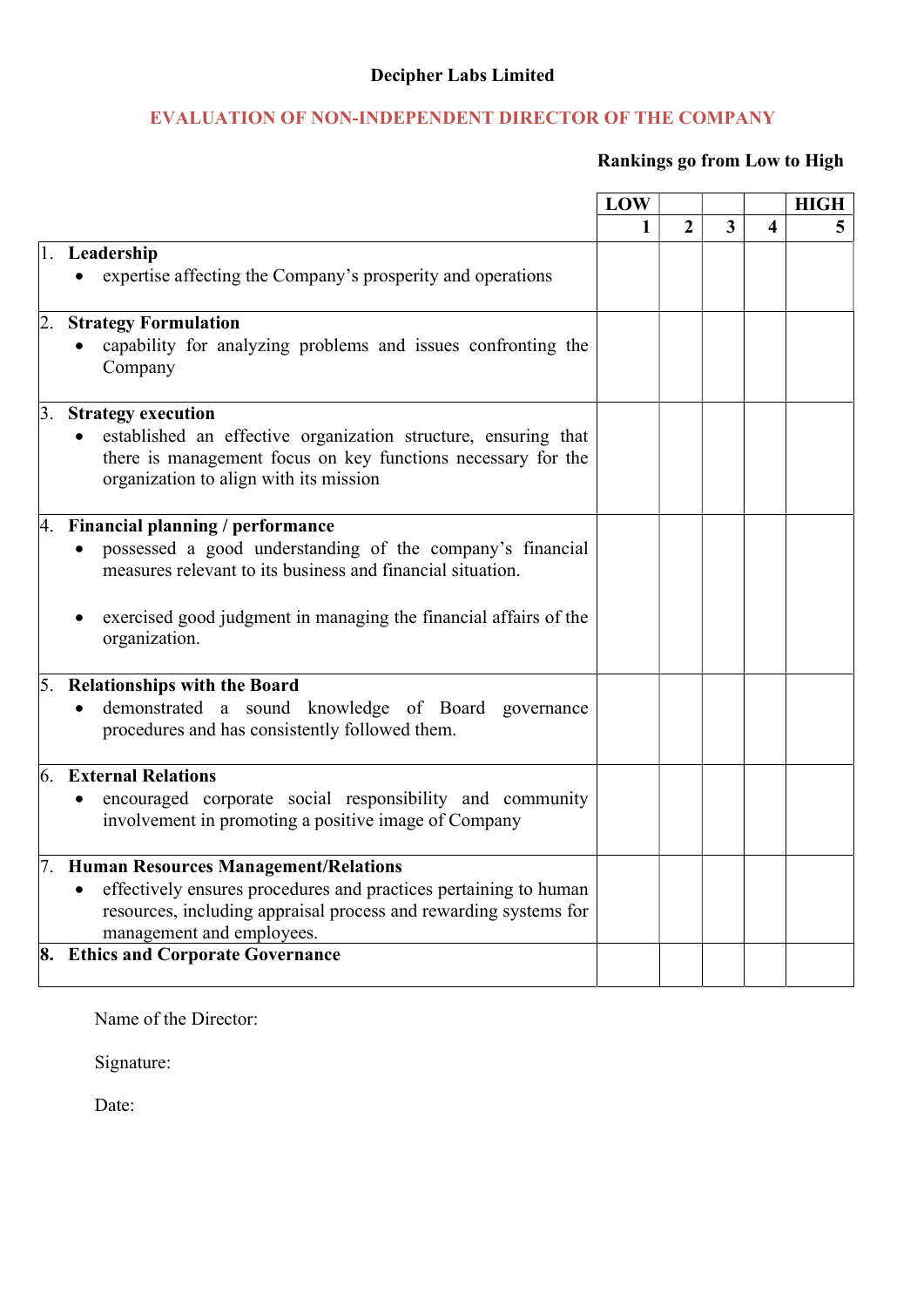**Decipher Labs Limited**

**EVALUATION OF NON-INDEPENDENT DIRECTOR OF THE COMPANY**

**Rankings go from Low to High**

| | LOW 1 | 2 | 3 | 4 | HIGH 5 |
|---|---|---|---|---|---|
| 1. **Leadership**<br>• expertise affecting the Company's prosperity and operations | | | | | |
| 2. **Strategy Formulation**<br>• capability for analyzing problems and issues confronting the Company | | | | | |
| 3. **Strategy execution**<br>• established an effective organization structure, ensuring that there is management focus on key functions necessary for the organization to align with its mission | | | | | |
| 4. **Financial planning / performance**<br>• possessed a good understanding of the company's financial measures relevant to its business and financial situation.<br>• exercised good judgment in managing the financial affairs of the organization. | | | | | |
| 5. **Relationships with the Board**<br>• demonstrated a sound knowledge of Board governance procedures and has consistently followed them. | | | | | |
| 6. **External Relations**<br>• encouraged corporate social responsibility and community involvement in promoting a positive image of Company | | | | | |
| 7. **Human Resources Management/Relations**<br>• effectively ensures procedures and practices pertaining to human resources, including appraisal process and rewarding systems for management and employees. | | | | | |
| **8. Ethics and Corporate Governance** | | | | | |

Name of the Director:

Signature:

Date: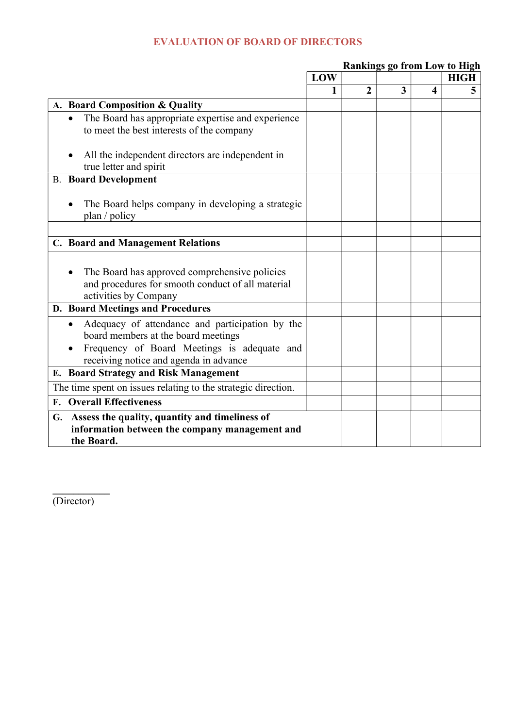# EVALUATION OF BOARD OF DIRECTORS

**Rankings go from Low to High**

| | LOW 1 | 2 | 3 | 4 | HIGH 5 |
|---|---|---|---|---|---|
| **A. Board Composition & Quality** | | | | | |
| • The Board has appropriate expertise and experience to meet the best interests of the company<br><br>• All the independent directors are independent in true letter and spirit | | | | | |
| B. **Board Development**<br><br>• The Board helps company in developing a strategic plan / policy | | | | | |
| | | | | | |
| **C. Board and Management Relations** | | | | | |
| • The Board has approved comprehensive policies and procedures for smooth conduct of all material activities by Company | | | | | |
| **D. Board Meetings and Procedures** | | | | | |
| • Adequacy of attendance and participation by the board members at the board meetings<br>• Frequency of Board Meetings is adequate and receiving notice and agenda in advance | | | | | |
| **E. Board Strategy and Risk Management** | | | | | |
| The time spent on issues relating to the strategic direction. | | | | | |
| **F. Overall Effectiveness** | | | | | |
| **G. Assess the quality, quantity and timeliness of information between the company management and the Board.** | | | | | |

___________

(Director)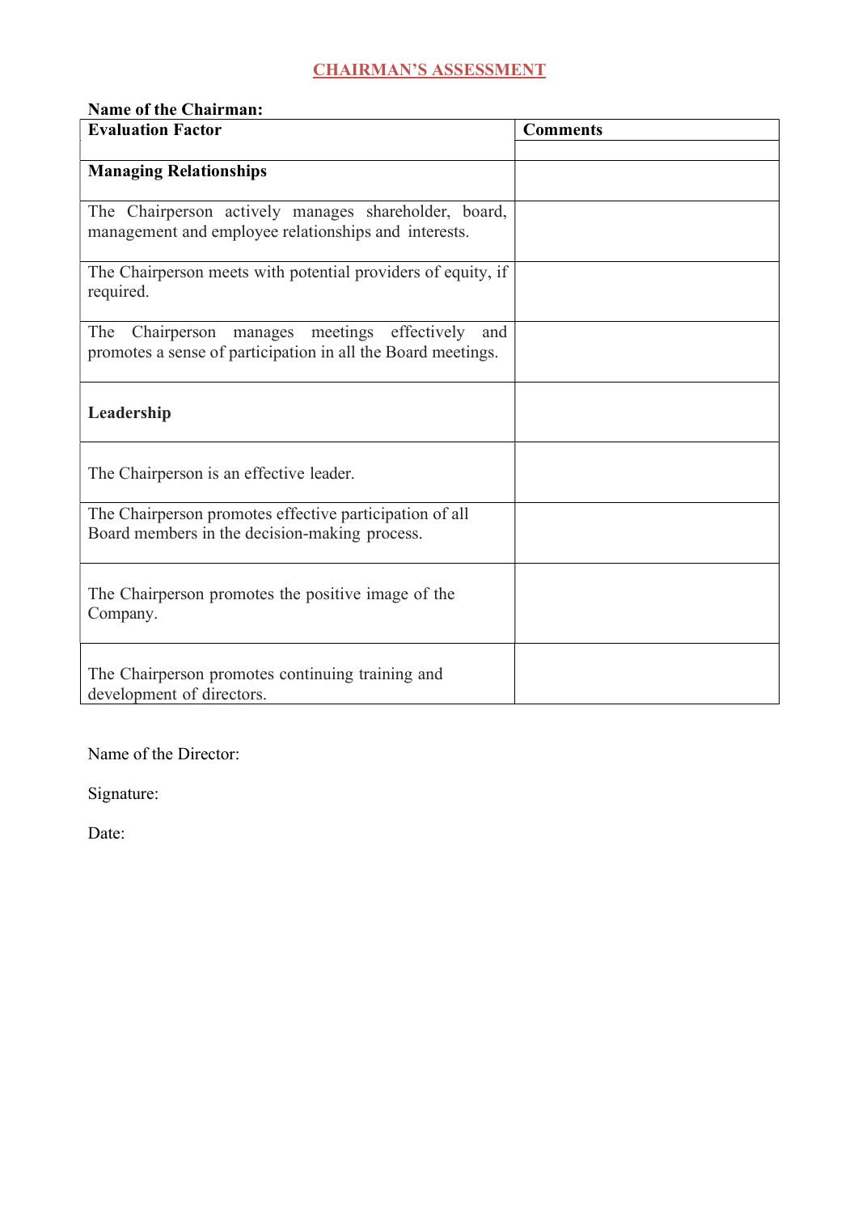## CHAIRMAN'S ASSESSMENT

**Name of the Chairman:**

| **Evaluation Factor** | **Comments** |
|---|---|
| | |
| **Managing Relationships** | |
| The Chairperson actively manages shareholder, board, management and employee relationships and interests. | |
| The Chairperson meets with potential providers of equity, if required. | |
| The Chairperson manages meetings effectively and promotes a sense of participation in all the Board meetings. | |
| **Leadership** | |
| The Chairperson is an effective leader. | |
| The Chairperson promotes effective participation of all Board members in the decision-making process. | |
| The Chairperson promotes the positive image of the Company. | |
| The Chairperson promotes continuing training and development of directors. | |

Name of the Director:

Signature:

Date: